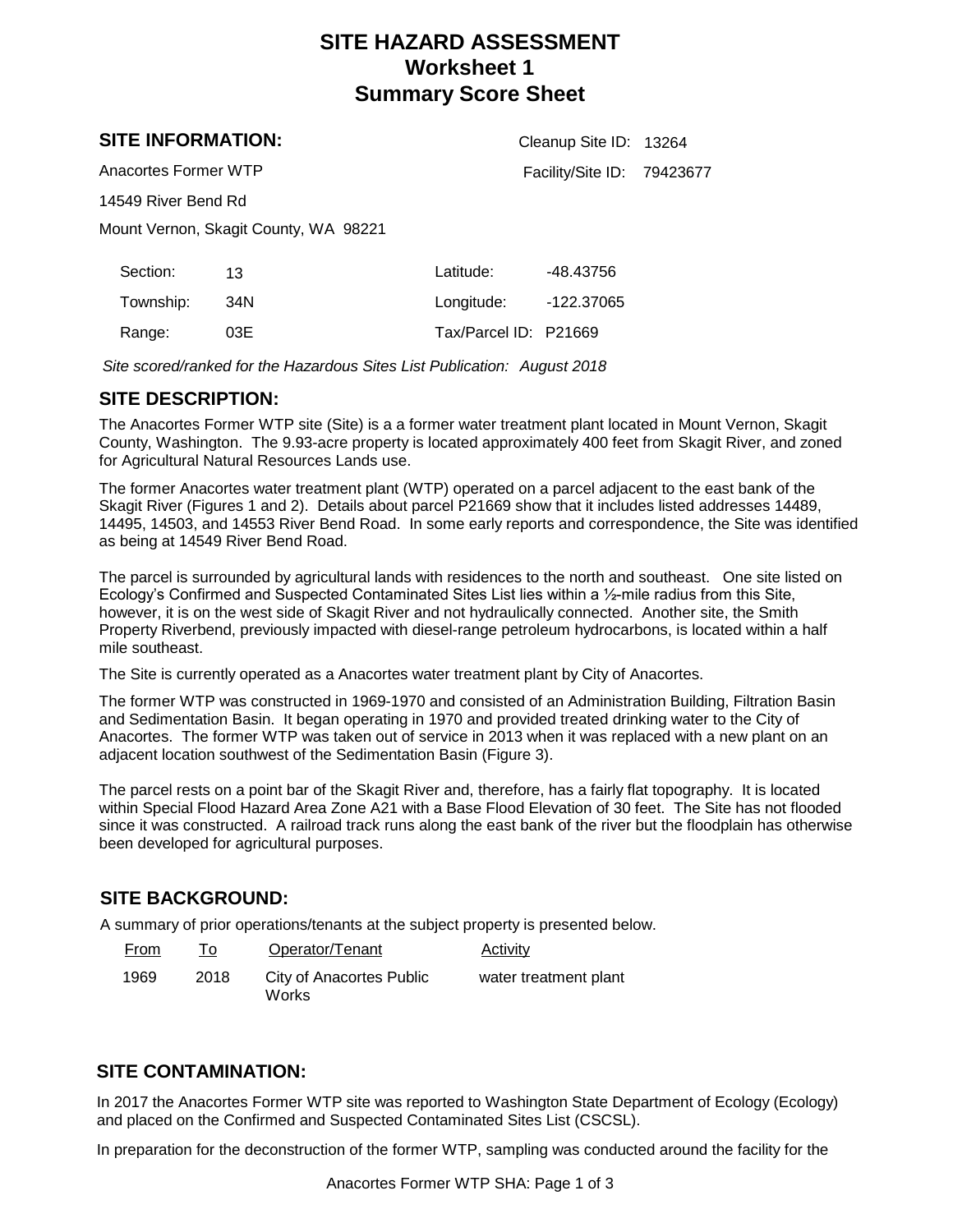# SITE HAZARD ASSESSMENT
# Worksheet 1
# Summary Score Sheet

## SITE INFORMATION:

Cleanup Site ID: 13264

Facility/Site ID: 79423677

Anacortes Former WTP

14549 River Bend Rd

Mount Vernon, Skagit County, WA 98221

| | | | |
|---|---|---|---|
| Section: | 13 | Latitude: | -48.43756 |
| Township: | 34N | Longitude: | -122.37065 |
| Range: | 03E | Tax/Parcel ID: | P21669 |

*Site scored/ranked for the Hazardous Sites List Publication: August 2018*

## SITE DESCRIPTION:

The Anacortes Former WTP site (Site) is a a former water treatment plant located in Mount Vernon, Skagit County, Washington. The 9.93-acre property is located approximately 400 feet from Skagit River, and zoned for Agricultural Natural Resources Lands use.

The former Anacortes water treatment plant (WTP) operated on a parcel adjacent to the east bank of the Skagit River (Figures 1 and 2). Details about parcel P21669 show that it includes listed addresses 14489, 14495, 14503, and 14553 River Bend Road. In some early reports and correspondence, the Site was identified as being at 14549 River Bend Road.

The parcel is surrounded by agricultural lands with residences to the north and southeast. One site listed on Ecology's Confirmed and Suspected Contaminated Sites List lies within a ½-mile radius from this Site, however, it is on the west side of Skagit River and not hydraulically connected. Another site, the Smith Property Riverbend, previously impacted with diesel-range petroleum hydrocarbons, is located within a half mile southeast.

The Site is currently operated as a Anacortes water treatment plant by City of Anacortes.

The former WTP was constructed in 1969-1970 and consisted of an Administration Building, Filtration Basin and Sedimentation Basin. It began operating in 1970 and provided treated drinking water to the City of Anacortes. The former WTP was taken out of service in 2013 when it was replaced with a new plant on an adjacent location southwest of the Sedimentation Basin (Figure 3).

The parcel rests on a point bar of the Skagit River and, therefore, has a fairly flat topography. It is located within Special Flood Hazard Area Zone A21 with a Base Flood Elevation of 30 feet. The Site has not flooded since it was constructed. A railroad track runs along the east bank of the river but the floodplain has otherwise been developed for agricultural purposes.

## SITE BACKGROUND:

A summary of prior operations/tenants at the subject property is presented below.

| From | To | Operator/Tenant | Activity |
|---|---|---|---|
| 1969 | 2018 | City of Anacortes Public Works | water treatment plant |

## SITE CONTAMINATION:

In 2017 the Anacortes Former WTP site was reported to Washington State Department of Ecology (Ecology) and placed on the Confirmed and Suspected Contaminated Sites List (CSCSL).

In preparation for the deconstruction of the former WTP, sampling was conducted around the facility for the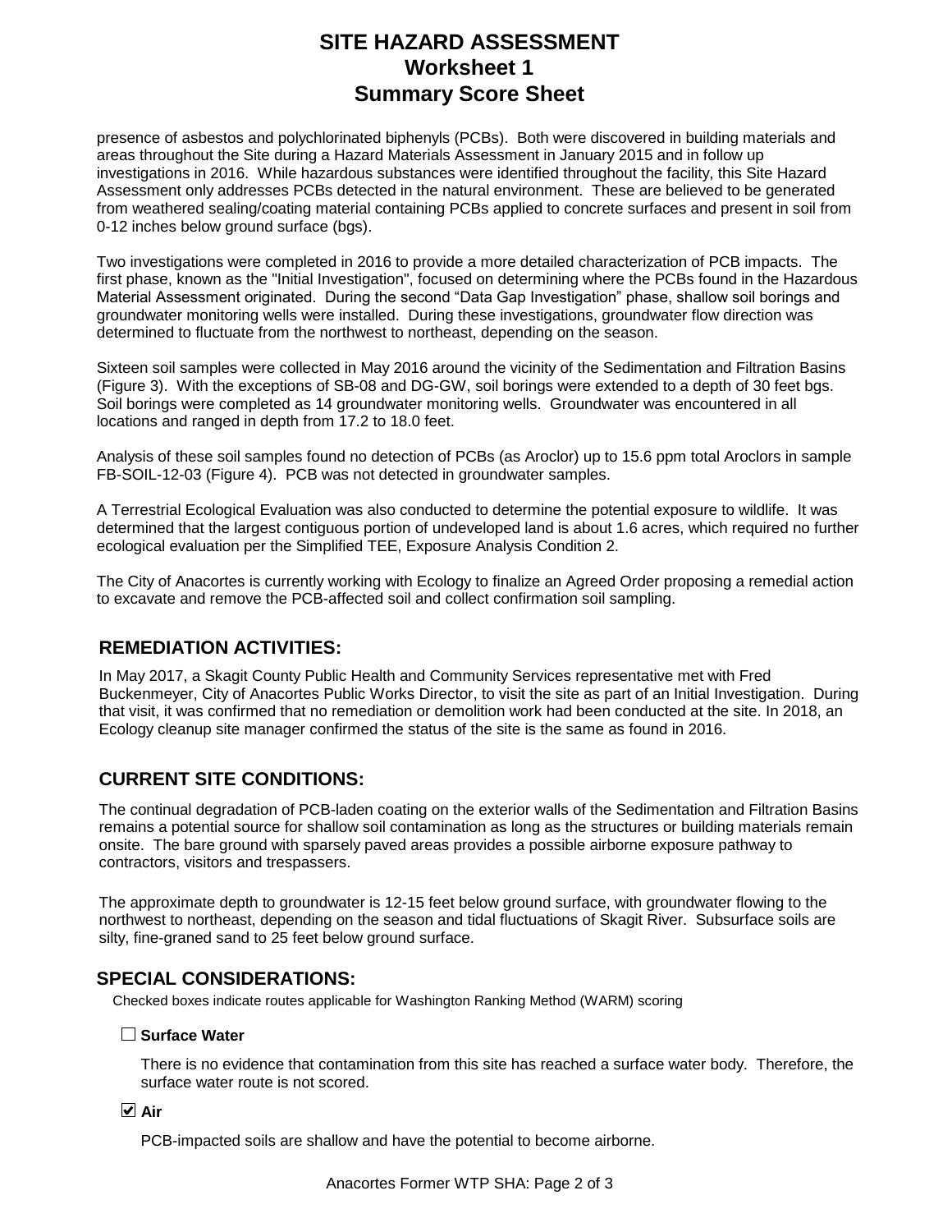# SITE HAZARD ASSESSMENT
## Worksheet 1
## Summary Score Sheet

presence of asbestos and polychlorinated biphenyls (PCBs). Both were discovered in building materials and areas throughout the Site during a Hazard Materials Assessment in January 2015 and in follow up investigations in 2016. While hazardous substances were identified throughout the facility, this Site Hazard Assessment only addresses PCBs detected in the natural environment. These are believed to be generated from weathered sealing/coating material containing PCBs applied to concrete surfaces and present in soil from 0-12 inches below ground surface (bgs).

Two investigations were completed in 2016 to provide a more detailed characterization of PCB impacts. The first phase, known as the "Initial Investigation", focused on determining where the PCBs found in the Hazardous Material Assessment originated. During the second "Data Gap Investigation" phase, shallow soil borings and groundwater monitoring wells were installed. During these investigations, groundwater flow direction was determined to fluctuate from the northwest to northeast, depending on the season.

Sixteen soil samples were collected in May 2016 around the vicinity of the Sedimentation and Filtration Basins (Figure 3). With the exceptions of SB-08 and DG-GW, soil borings were extended to a depth of 30 feet bgs. Soil borings were completed as 14 groundwater monitoring wells. Groundwater was encountered in all locations and ranged in depth from 17.2 to 18.0 feet.

Analysis of these soil samples found no detection of PCBs (as Aroclor) up to 15.6 ppm total Aroclors in sample FB-SOIL-12-03 (Figure 4). PCB was not detected in groundwater samples.

A Terrestrial Ecological Evaluation was also conducted to determine the potential exposure to wildlife. It was determined that the largest contiguous portion of undeveloped land is about 1.6 acres, which required no further ecological evaluation per the Simplified TEE, Exposure Analysis Condition 2.

The City of Anacortes is currently working with Ecology to finalize an Agreed Order proposing a remedial action to excavate and remove the PCB-affected soil and collect confirmation soil sampling.

## REMEDIATION ACTIVITIES:

In May 2017, a Skagit County Public Health and Community Services representative met with Fred Buckenmeyer, City of Anacortes Public Works Director, to visit the site as part of an Initial Investigation. During that visit, it was confirmed that no remediation or demolition work had been conducted at the site. In 2018, an Ecology cleanup site manager confirmed the status of the site is the same as found in 2016.

## CURRENT SITE CONDITIONS:

The continual degradation of PCB-laden coating on the exterior walls of the Sedimentation and Filtration Basins remains a potential source for shallow soil contamination as long as the structures or building materials remain onsite. The bare ground with sparsely paved areas provides a possible airborne exposure pathway to contractors, visitors and trespassers.

The approximate depth to groundwater is 12-15 feet below ground surface, with groundwater flowing to the northwest to northeast, depending on the season and tidal fluctuations of Skagit River. Subsurface soils are silty, fine-graned sand to 25 feet below ground surface.

## SPECIAL CONSIDERATIONS:

Checked boxes indicate routes applicable for Washington Ranking Method (WARM) scoring

☐ **Surface Water**

There is no evidence that contamination from this site has reached a surface water body. Therefore, the surface water route is not scored.

☑ **Air**

PCB-impacted soils are shallow and have the potential to become airborne.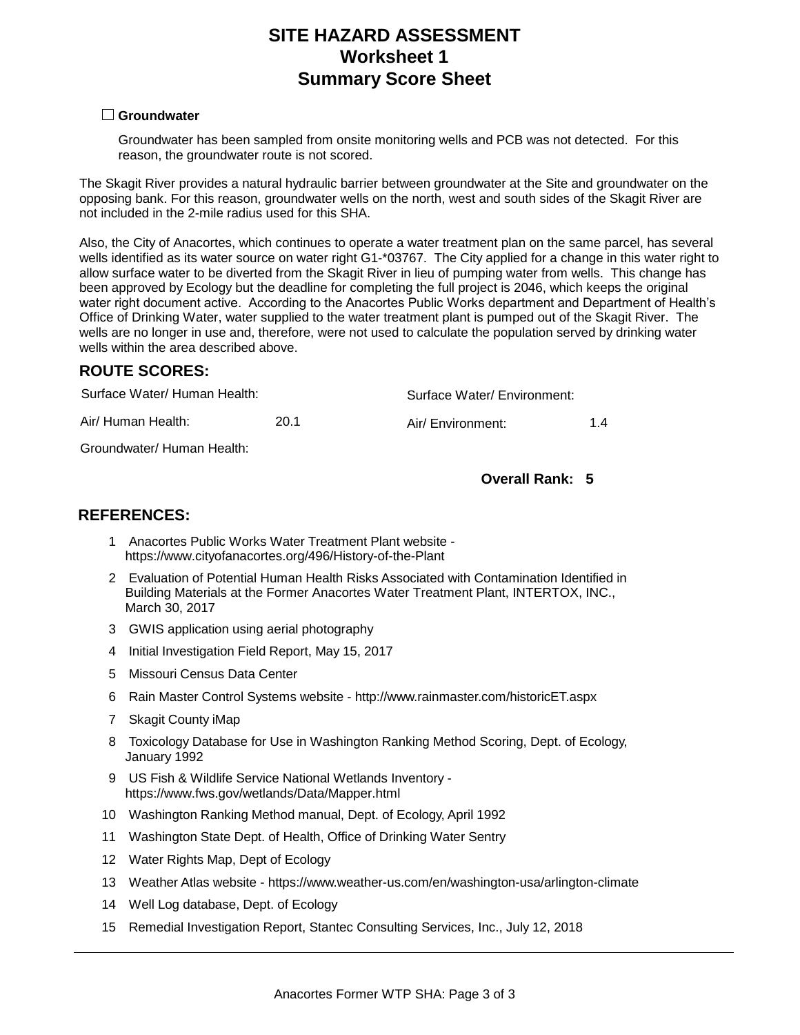# SITE HAZARD ASSESSMENT
## Worksheet 1
## Summary Score Sheet

☐ **Groundwater**

Groundwater has been sampled from onsite monitoring wells and PCB was not detected. For this reason, the groundwater route is not scored.

The Skagit River provides a natural hydraulic barrier between groundwater at the Site and groundwater on the opposing bank. For this reason, groundwater wells on the north, west and south sides of the Skagit River are not included in the 2-mile radius used for this SHA.

Also, the City of Anacortes, which continues to operate a water treatment plan on the same parcel, has several wells identified as its water source on water right G1-*03767. The City applied for a change in this water right to allow surface water to be diverted from the Skagit River in lieu of pumping water from wells. This change has been approved by Ecology but the deadline for completing the full project is 2046, which keeps the original water right document active. According to the Anacortes Public Works department and Department of Health's Office of Drinking Water, water supplied to the water treatment plant is pumped out of the Skagit River. The wells are no longer in use and, therefore, were not used to calculate the population served by drinking water wells within the area described above.

## ROUTE SCORES:

| | | | |
|---|---|---|---|
| Surface Water/ Human Health: | | Surface Water/ Environment: | |
| Air/ Human Health: | 20.1 | Air/ Environment: | 1.4 |
| Groundwater/ Human Health: | | | |

**Overall Rank: 5**

## REFERENCES:

1. Anacortes Public Works Water Treatment Plant website - https://www.cityofanacortes.org/496/History-of-the-Plant
2. Evaluation of Potential Human Health Risks Associated with Contamination Identified in Building Materials at the Former Anacortes Water Treatment Plant, INTERTOX, INC., March 30, 2017
3. GWIS application using aerial photography
4. Initial Investigation Field Report, May 15, 2017
5. Missouri Census Data Center
6. Rain Master Control Systems website - http://www.rainmaster.com/historicET.aspx
7. Skagit County iMap
8. Toxicology Database for Use in Washington Ranking Method Scoring, Dept. of Ecology, January 1992
9. US Fish & Wildlife Service National Wetlands Inventory - https://www.fws.gov/wetlands/Data/Mapper.html
10. Washington Ranking Method manual, Dept. of Ecology, April 1992
11. Washington State Dept. of Health, Office of Drinking Water Sentry
12. Water Rights Map, Dept of Ecology
13. Weather Atlas website - https://www.weather-us.com/en/washington-usa/arlington-climate
14. Well Log database, Dept. of Ecology
15. Remedial Investigation Report, Stantec Consulting Services, Inc., July 12, 2018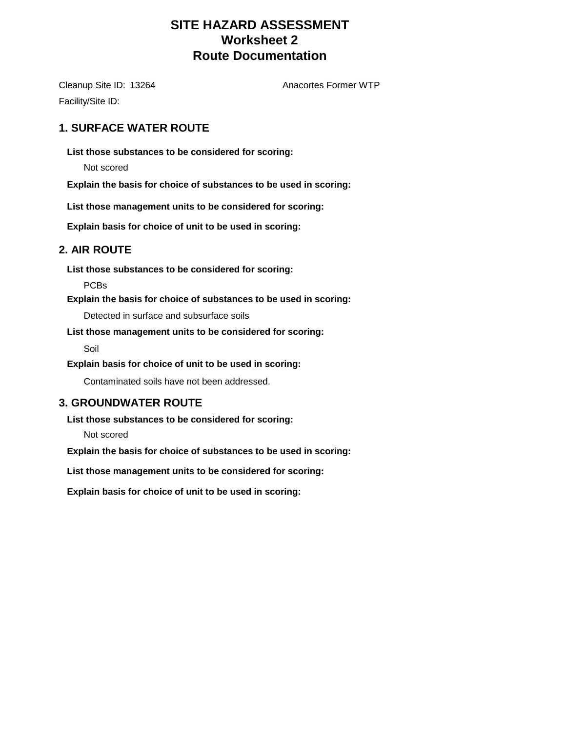# SITE HAZARD ASSESSMENT
## Worksheet 2
## Route Documentation

Cleanup Site ID: 13264 Anacortes Former WTP

Facility/Site ID:

## 1. SURFACE WATER ROUTE

**List those substances to be considered for scoring:**

Not scored

**Explain the basis for choice of substances to be used in scoring:**

**List those management units to be considered for scoring:**

**Explain basis for choice of unit to be used in scoring:**

## 2. AIR ROUTE

**List those substances to be considered for scoring:**

PCBs

**Explain the basis for choice of substances to be used in scoring:**

Detected in surface and subsurface soils

**List those management units to be considered for scoring:**

Soil

**Explain basis for choice of unit to be used in scoring:**

Contaminated soils have not been addressed.

## 3. GROUNDWATER ROUTE

**List those substances to be considered for scoring:**

Not scored

**Explain the basis for choice of substances to be used in scoring:**

**List those management units to be considered for scoring:**

**Explain basis for choice of unit to be used in scoring:**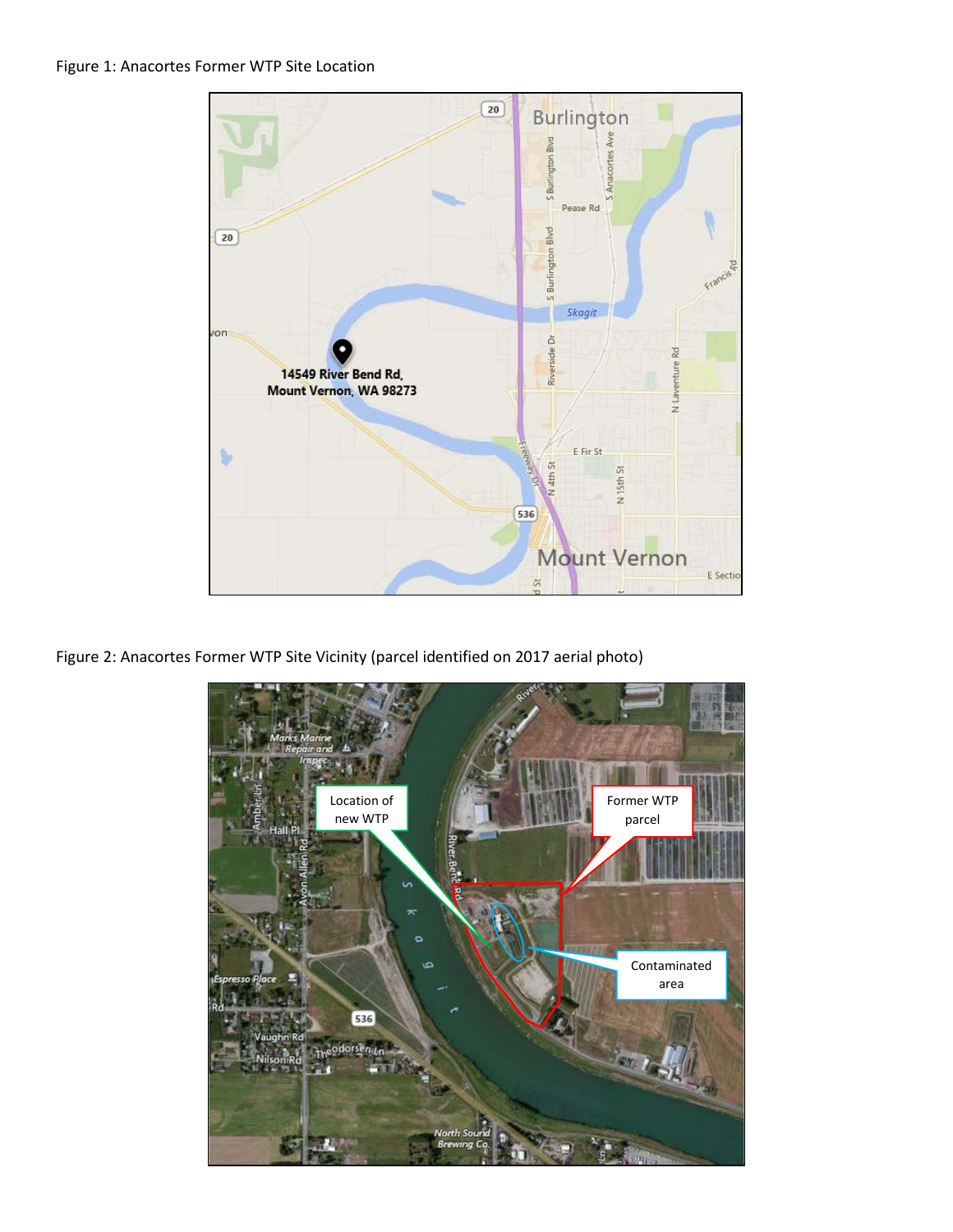Figure 1: Anacortes Former WTP Site Location

Figure 2: Anacortes Former WTP Site Vicinity (parcel identified on 2017 aerial photo)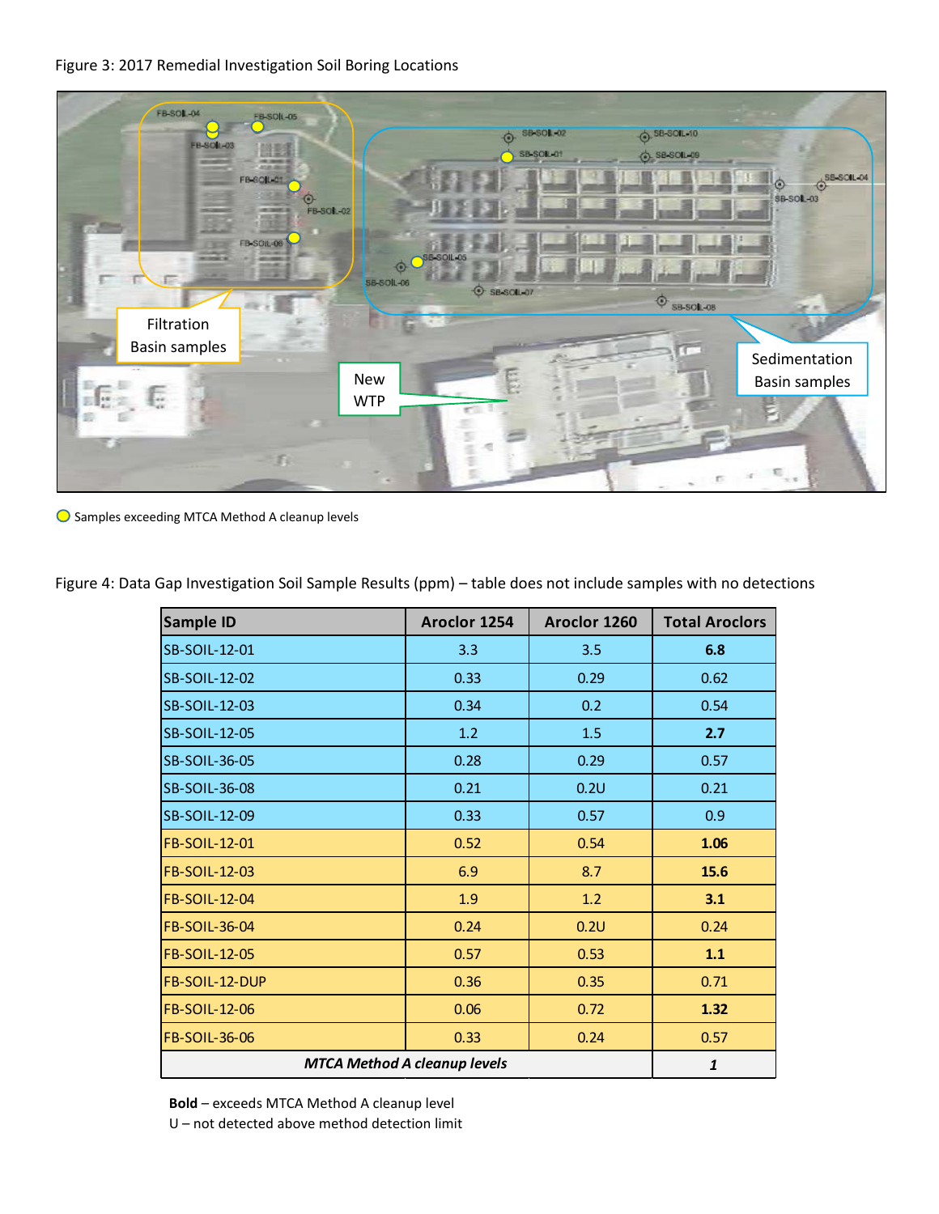Figure 3: 2017 Remedial Investigation Soil Boring Locations

Samples exceeding MTCA Method A cleanup levels

Figure 4: Data Gap Investigation Soil Sample Results (ppm) – table does not include samples with no detections

| Sample ID | Aroclor 1254 | Aroclor 1260 | Total Aroclors |
|---|---|---|---|
| SB-SOIL-12-01 | 3.3 | 3.5 | **6.8** |
| SB-SOIL-12-02 | 0.33 | 0.29 | 0.62 |
| SB-SOIL-12-03 | 0.34 | 0.2 | 0.54 |
| SB-SOIL-12-05 | 1.2 | 1.5 | **2.7** |
| SB-SOIL-36-05 | 0.28 | 0.29 | 0.57 |
| SB-SOIL-36-08 | 0.21 | 0.2U | 0.21 |
| SB-SOIL-12-09 | 0.33 | 0.57 | 0.9 |
| FB-SOIL-12-01 | 0.52 | 0.54 | **1.06** |
| FB-SOIL-12-03 | 6.9 | 8.7 | **15.6** |
| FB-SOIL-12-04 | 1.9 | 1.2 | **3.1** |
| FB-SOIL-36-04 | 0.24 | 0.2U | 0.24 |
| FB-SOIL-12-05 | 0.57 | 0.53 | **1.1** |
| FB-SOIL-12-DUP | 0.36 | 0.35 | 0.71 |
| FB-SOIL-12-06 | 0.06 | 0.72 | **1.32** |
| FB-SOIL-36-06 | 0.33 | 0.24 | 0.57 |
| ***MTCA Method A cleanup levels*** | | | ***1*** |

**Bold** – exceeds MTCA Method A cleanup level
U – not detected above method detection limit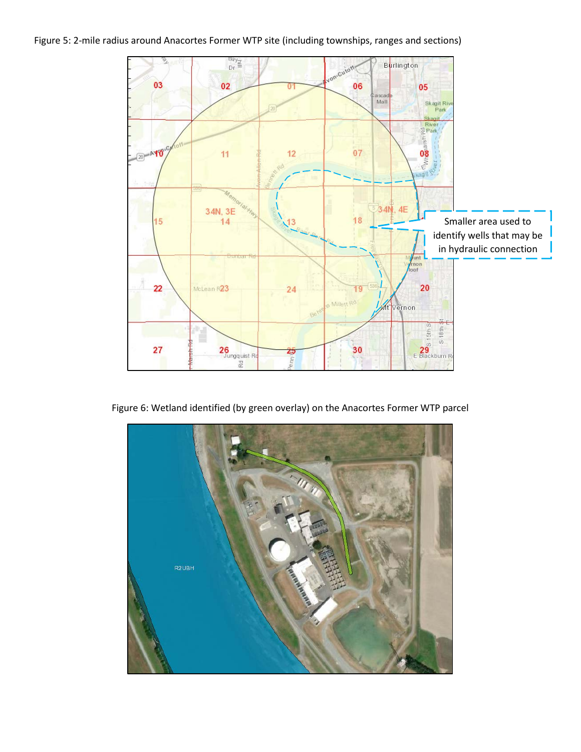Figure 5: 2-mile radius around Anacortes Former WTP site (including townships, ranges and sections)

Figure 6: Wetland identified (by green overlay) on the Anacortes Former WTP parcel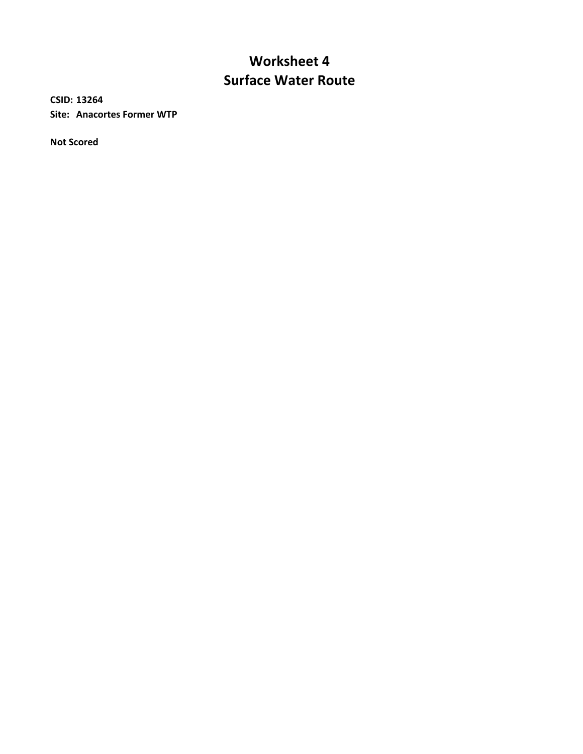# Worksheet 4
# Surface Water Route

**CSID: 13264**
**Site: Anacortes Former WTP**

**Not Scored**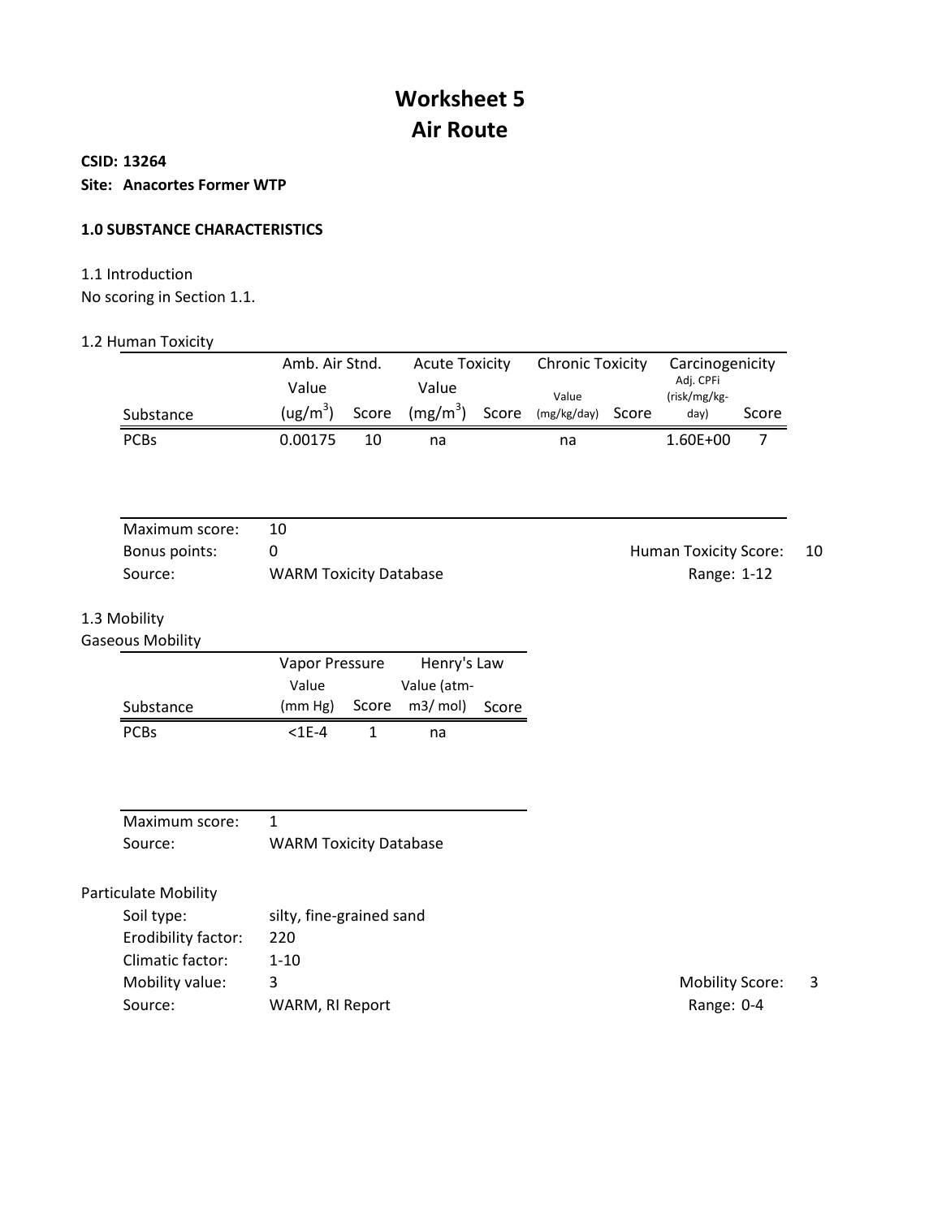# Worksheet 5
# Air Route

**CSID: 13264**

**Site: Anacortes Former WTP**

### 1.0 SUBSTANCE CHARACTERISTICS

1.1 Introduction

No scoring in Section 1.1.

1.2 Human Toxicity

| | Amb. Air Stnd. | | Acute Toxicity | | Chronic Toxicity | | Carcinogenicity | |
|---|---|---|---|---|---|---|---|---|
| Substance | Value ($ug/m^3$) | Score | Value ($mg/m^3$) | Score | Value (mg/kg/day) | Score | Adj. CPFi (risk/mg/kg-day) | Score |
| PCBs | 0.00175 | 10 | na | | na | | 1.60E+00 | 7 |

Maximum score: 10

Bonus points: 0

Source: WARM Toxicity Database

Human Toxicity Score: 10

Range: 1-12

1.3 Mobility

Gaseous Mobility

| | Vapor Pressure | | Henry's Law | |
|---|---|---|---|---|
| Substance | Value (mm Hg) | Score | Value (atm-m3/ mol) | Score |
| PCBs | <1E-4 | 1 | na | |

Maximum score: 1

Source: WARM Toxicity Database

Particulate Mobility

Soil type: silty, fine-grained sand

Erodibility factor: 220

Climatic factor: 1-10

Mobility value: 3

Source: WARM, RI Report

Mobility Score: 3

Range: 0-4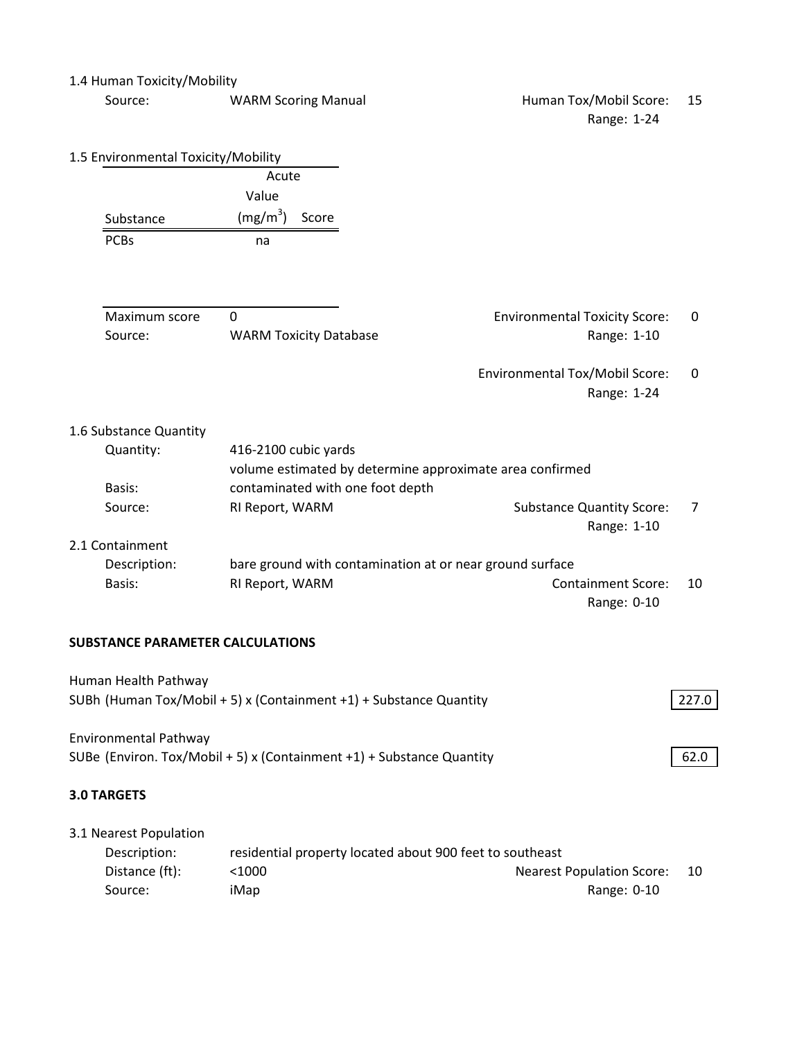1.4 Human Toxicity/Mobility

| | | | |
|---|---|---|---|
| Source: | WARM Scoring Manual | Human Tox/Mobil Score: | 15 |
| | | Range: 1-24 | |

1.5 Environmental Toxicity/Mobility

| Substance | Acute Value ($mg/m^3$) | Score |
|---|---|---|
| PCBs | na | |

| | | | |
|---|---|---|---|
| Maximum score | 0 | Environmental Toxicity Score: | 0 |
| Source: | WARM Toxicity Database | Range: 1-10 | |
| | | Environmental Tox/Mobil Score: | 0 |
| | | Range: 1-24 | |

1.6 Substance Quantity

| | | | |
|---|---|---|---|
| Quantity: | 416-2100 cubic yards | | |
| Basis: | volume estimated by determine approximate area confirmed contaminated with one foot depth | | |
| Source: | RI Report, WARM | Substance Quantity Score: | 7 |
| | | Range: 1-10 | |

2.1 Containment

| | | | |
|---|---|---|---|
| Description: | bare ground with contamination at or near ground surface | | |
| Basis: | RI Report, WARM | Containment Score: | 10 |
| | | Range: 0-10 | |

**SUBSTANCE PARAMETER CALCULATIONS**

Human Health Pathway
SUBh (Human Tox/Mobil + 5) x (Containment +1) + Substance Quantity **227.0**

Environmental Pathway
SUBe (Environ. Tox/Mobil + 5) x (Containment +1) + Substance Quantity **62.0**

**3.0 TARGETS**

3.1 Nearest Population

| | | | |
|---|---|---|---|
| Description: | residential property located about 900 feet to southeast | | |
| Distance (ft): | <1000 | Nearest Population Score: | 10 |
| Source: | iMap | Range: 0-10 | |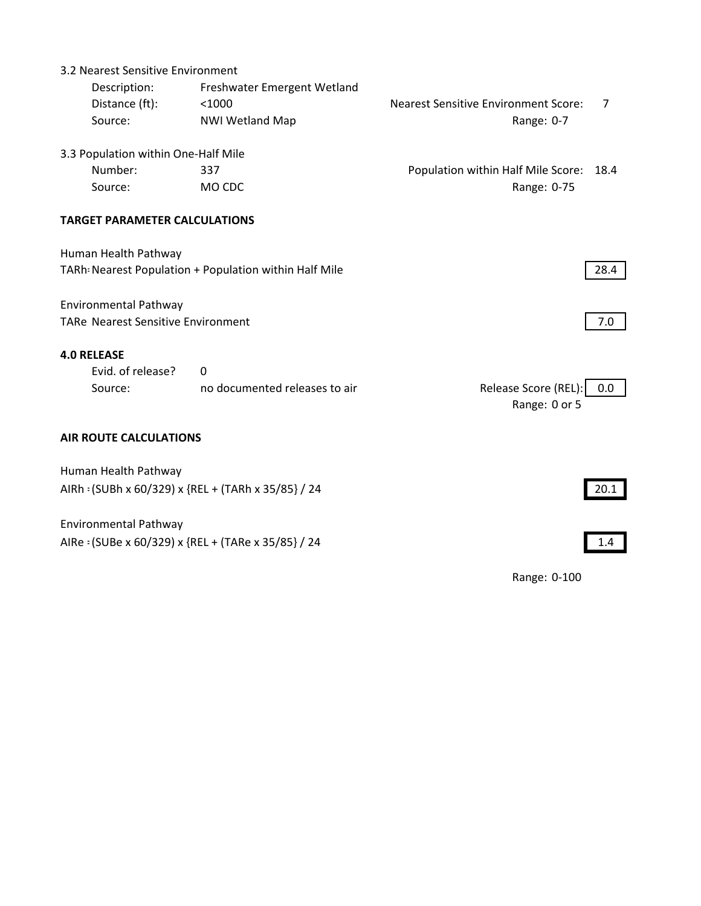3.2 Nearest Sensitive Environment

| | | | |
|---|---|---|---|
| Description: | Freshwater Emergent Wetland | | |
| Distance (ft): | <1000 | Nearest Sensitive Environment Score: | 7 |
| Source: | NWI Wetland Map | Range: 0-7 | |

3.3 Population within One-Half Mile

| | | | |
|---|---|---|---|
| Number: | 337 | Population within Half Mile Score: | 18.4 |
| Source: | MO CDC | Range: 0-75 | |

**TARGET PARAMETER CALCULATIONS**

Human Health Pathway

TARh: Nearest Population + Population within Half Mile — **28.4**

Environmental Pathway

TARe Nearest Sensitive Environment — **7.0**

**4.0 RELEASE**

| | | | |
|---|---|---|---|
| Evid. of release? | 0 | | |
| Source: | no documented releases to air | Release Score (REL): | 0.0 |
| | | Range: 0 or 5 | |

**AIR ROUTE CALCULATIONS**

Human Health Pathway

AIRh = (SUBh x 60/329) x {REL + (TARh x 35/85} / 24 — **20.1**

Environmental Pathway

AIRe = (SUBe x 60/329) x {REL + (TARe x 35/85} / 24 — **1.4**

Range: 0-100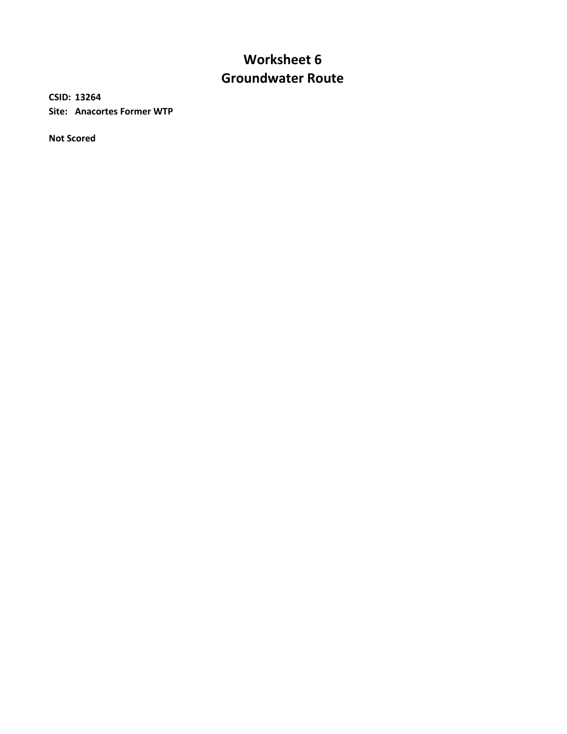# Worksheet 6
# Groundwater Route

**CSID: 13264**
**Site: Anacortes Former WTP**

**Not Scored**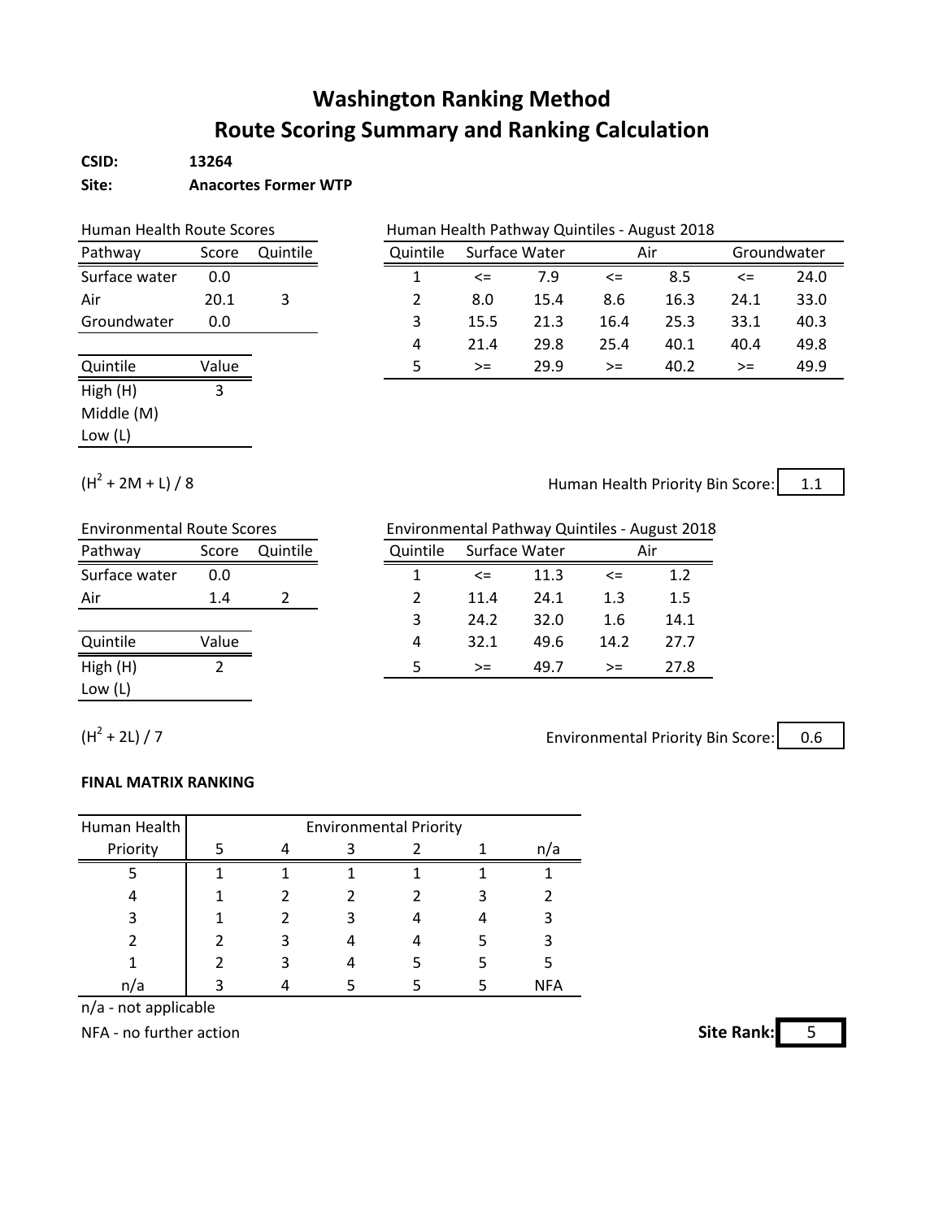# Washington Ranking Method

## Route Scoring Summary and Ranking Calculation

**CSID:** **13264**

**Site:** **Anacortes Former WTP**

Human Health Route Scores

| Pathway | Score | Quintile |
|---|---|---|
| Surface water | 0.0 | |
| Air | 20.1 | 3 |
| Groundwater | 0.0 | |

| Quintile | Value |
|---|---|
| High (H) | 3 |
| Middle (M) | |
| Low (L) | |

Human Health Pathway Quintiles - August 2018

| Quintile | Surface Water | | Air | | Groundwater | |
|---|---|---|---|---|---|---|
| 1 | <= | 7.9 | <= | 8.5 | <= | 24.0 |
| 2 | 8.0 | 15.4 | 8.6 | 16.3 | 24.1 | 33.0 |
| 3 | 15.5 | 21.3 | 16.4 | 25.3 | 33.1 | 40.3 |
| 4 | 21.4 | 29.8 | 25.4 | 40.1 | 40.4 | 49.8 |
| 5 | >= | 29.9 | >= | 40.2 | >= | 49.9 |

$(H^2 + 2M + L) / 8$

Human Health Priority Bin Score: 1.1

Environmental Route Scores

| Pathway | Score | Quintile |
|---|---|---|
| Surface water | 0.0 | |
| Air | 1.4 | 2 |

| Quintile | Value |
|---|---|
| High (H) | 2 |
| Low (L) | |

Environmental Pathway Quintiles - August 2018

| Quintile | Surface Water | | Air | |
|---|---|---|---|---|
| 1 | <= | 11.3 | <= | 1.2 |
| 2 | 11.4 | 24.1 | 1.3 | 1.5 |
| 3 | 24.2 | 32.0 | 1.6 | 14.1 |
| 4 | 32.1 | 49.6 | 14.2 | 27.7 |
| 5 | >= | 49.7 | >= | 27.8 |

$(H^2 + 2L) / 7$

Environmental Priority Bin Score: 0.6

**FINAL MATRIX RANKING**

| Human Health | Environmental Priority | | | | | |
|---|---|---|---|---|---|---|
| Priority | 5 | 4 | 3 | 2 | 1 | n/a |
| 5 | 1 | 1 | 1 | 1 | 1 | 1 |
| 4 | 1 | 2 | 2 | 2 | 3 | 2 |
| 3 | 1 | 2 | 3 | 4 | 4 | 3 |
| 2 | 2 | 3 | 4 | 4 | 5 | 3 |
| 1 | 2 | 3 | 4 | 5 | 5 | 5 |
| n/a | 3 | 4 | 5 | 5 | 5 | NFA |

n/a - not applicable

NFA - no further action

**Site Rank:** 5